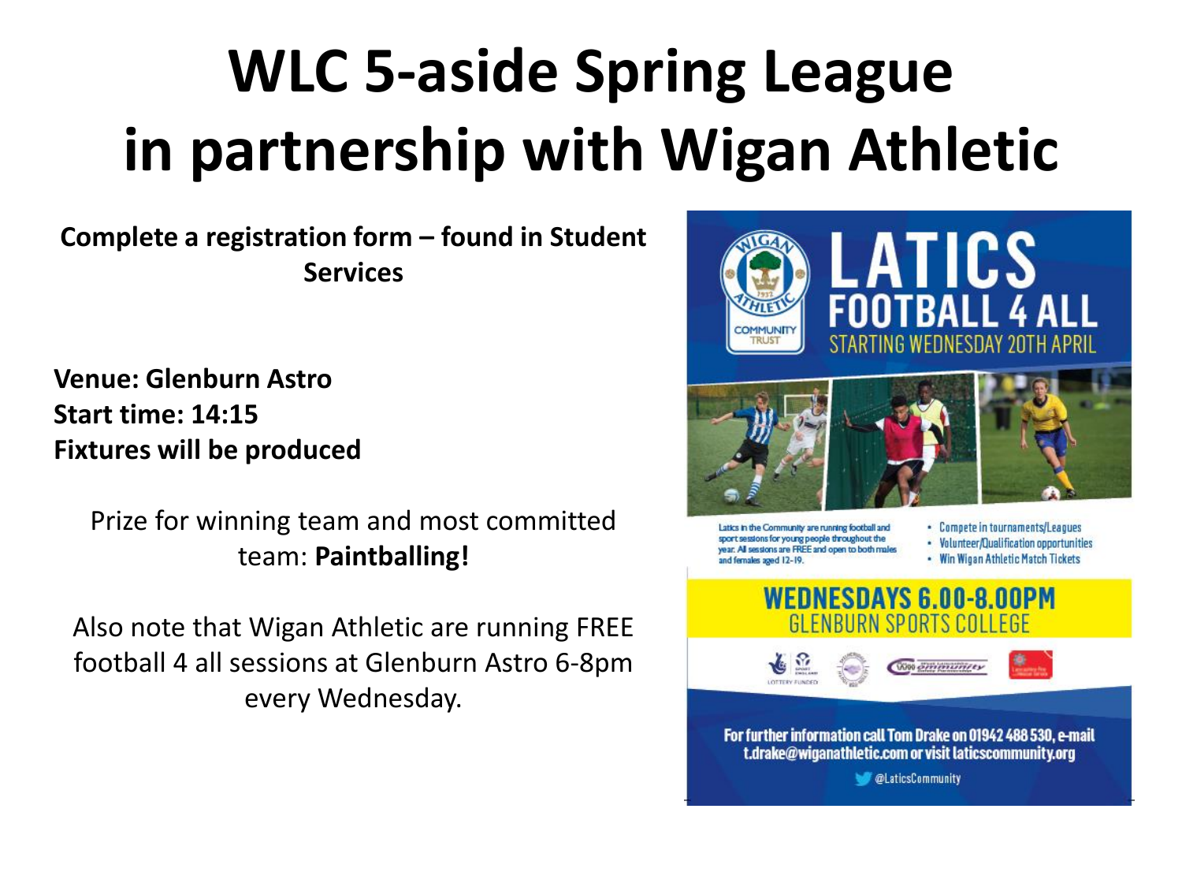# WLC 5-aside Spring League in partnership with Wigan Athletic

**Complete a registration form – found in Student Services**

**Venue: Glenburn Astro**
**Start time: 14:15**
**Fixtures will be produced**

Prize for winning team and most committed team: **Paintballing!**

Also note that Wigan Athletic are running FREE football 4 all sessions at Glenburn Astro 6-8pm every Wednesday.

WIGAN ATHLETIC 1932 COMMUNITY TRUST

LATICS FOOTBALL 4 ALL

STARTING WEDNESDAY 20TH APRIL

Latics in the Community are running football and sport sessions for young people throughout the year. All sessions are FREE and open to both males and females aged 12-19.

- Compete in tournaments/Leagues
- Volunteer/Qualification opportunities
- Win Wigan Athletic Match Tickets

WEDNESDAYS 6.00-8.00PM
GLENBURN SPORTS COLLEGE

LOTTERY FUNDED

For further information call Tom Drake on 01942 488 530, e-mail t.drake@wiganathletic.com or visit laticscommunity.org

@LaticsCommunity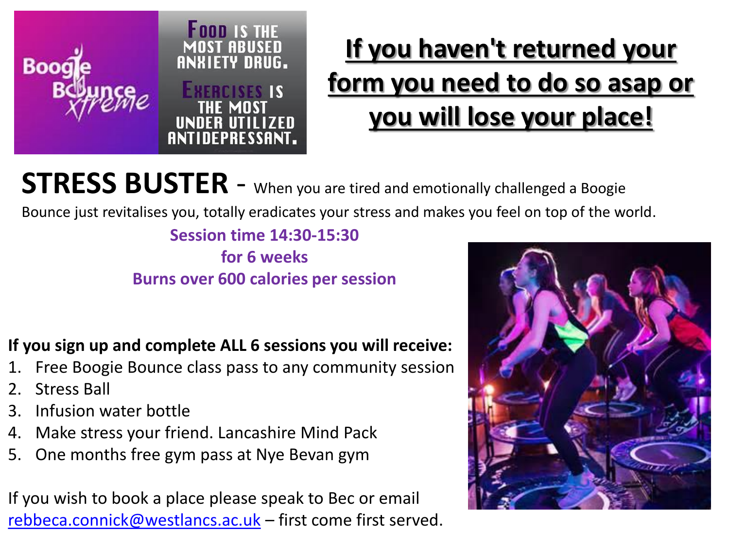**If you haven't returned your form you need to do so asap or you will lose your place!**

# STRESS BUSTER - When you are tired and emotionally challenged a Boogie Bounce just revitalises you, totally eradicates your stress and makes you feel on top of the world.

**Session time 14:30-15:30**
**for 6 weeks**
**Burns over 600 calories per session**

**If you sign up and complete ALL 6 sessions you will receive:**

1. Free Boogie Bounce class pass to any community session
2. Stress Ball
3. Infusion water bottle
4. Make stress your friend. Lancashire Mind Pack
5. One months free gym pass at Nye Bevan gym

If you wish to book a place please speak to Bec or email rebbeca.connick@westlancs.ac.uk – first come first served.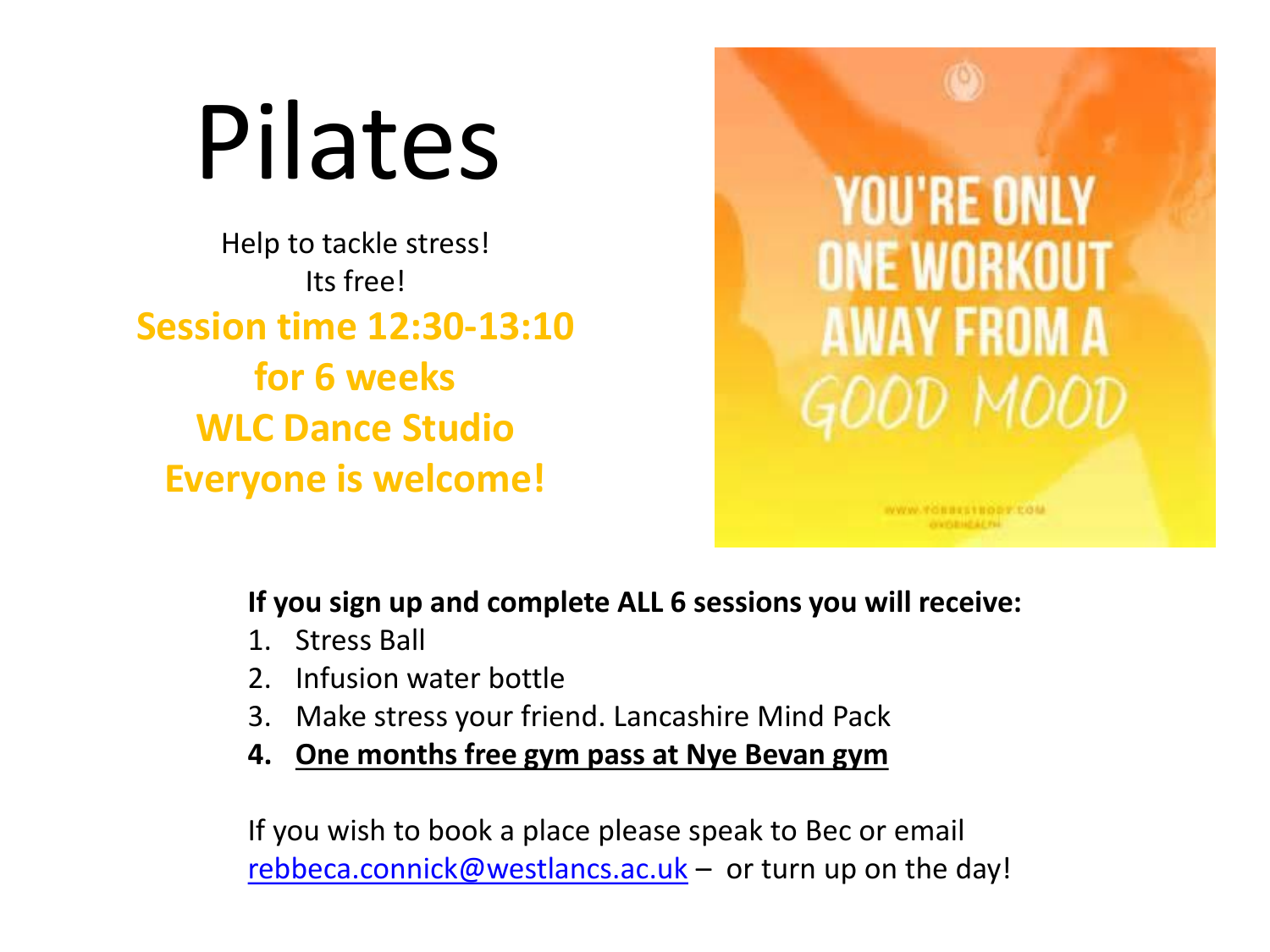# Pilates

Help to tackle stress!
Its free!

**Session time 12:30-13:10**
**for 6 weeks**
**WLC Dance Studio**
**Everyone is welcome!**

YOU'RE ONLY ONE WORKOUT AWAY FROM A GOOD MOOD

**If you sign up and complete ALL 6 sessions you will receive:**

1. Stress Ball
2. Infusion water bottle
3. Make stress your friend. Lancashire Mind Pack
4. **One months free gym pass at Nye Bevan gym**

If you wish to book a place please speak to Bec or email rebbeca.connick@westlancs.ac.uk – or turn up on the day!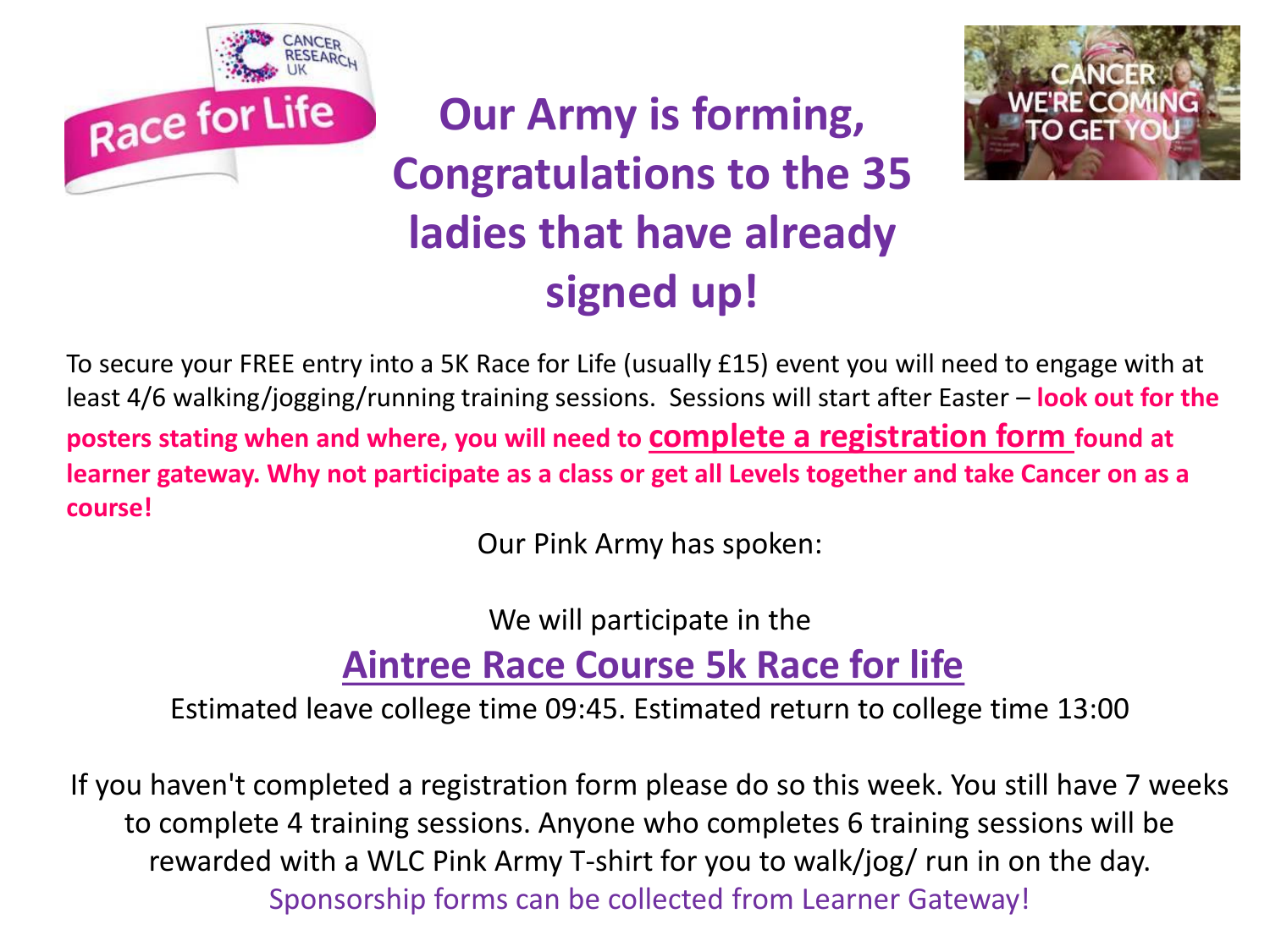# Our Army is forming, Congratulations to the 35 ladies that have already signed up!

To secure your FREE entry into a 5K Race for Life (usually £15) event you will need to engage with at least 4/6 walking/jogging/running training sessions. Sessions will start after Easter – **look out for the posters stating when and where, you will need to complete a registration form found at learner gateway. Why not participate as a class or get all Levels together and take Cancer on as a course!**

Our Pink Army has spoken:

We will participate in the

## Aintree Race Course 5k Race for life

Estimated leave college time 09:45. Estimated return to college time 13:00

If you haven't completed a registration form please do so this week. You still have 7 weeks to complete 4 training sessions. Anyone who completes 6 training sessions will be rewarded with a WLC Pink Army T-shirt for you to walk/jog/ run in on the day.

Sponsorship forms can be collected from Learner Gateway!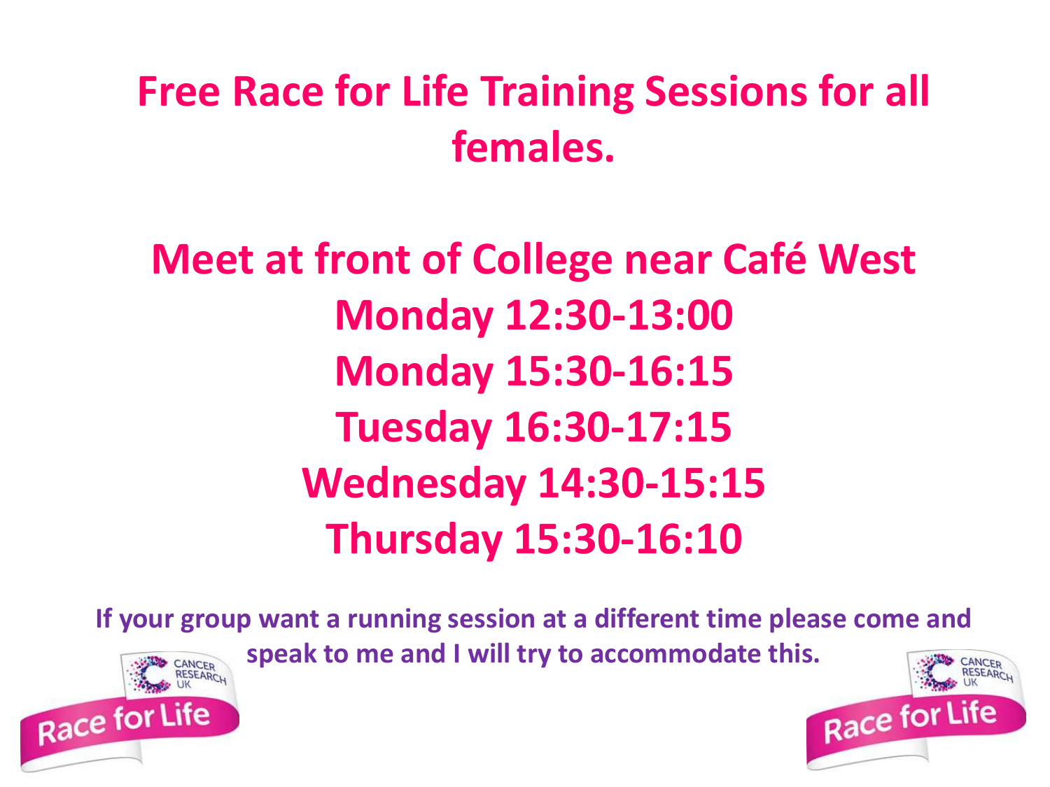# Free Race for Life Training Sessions for all females.

## Meet at front of College near Café West

**Monday 12:30-13:00**

**Monday 15:30-16:15**

**Tuesday 16:30-17:15**

**Wednesday 14:30-15:15**

**Thursday 15:30-16:10**

**If your group want a running session at a different time please come and speak to me and I will try to accommodate this.**

CANCER RESEARCH UK

Race for Life

CANCER RESEARCH UK

Race for Life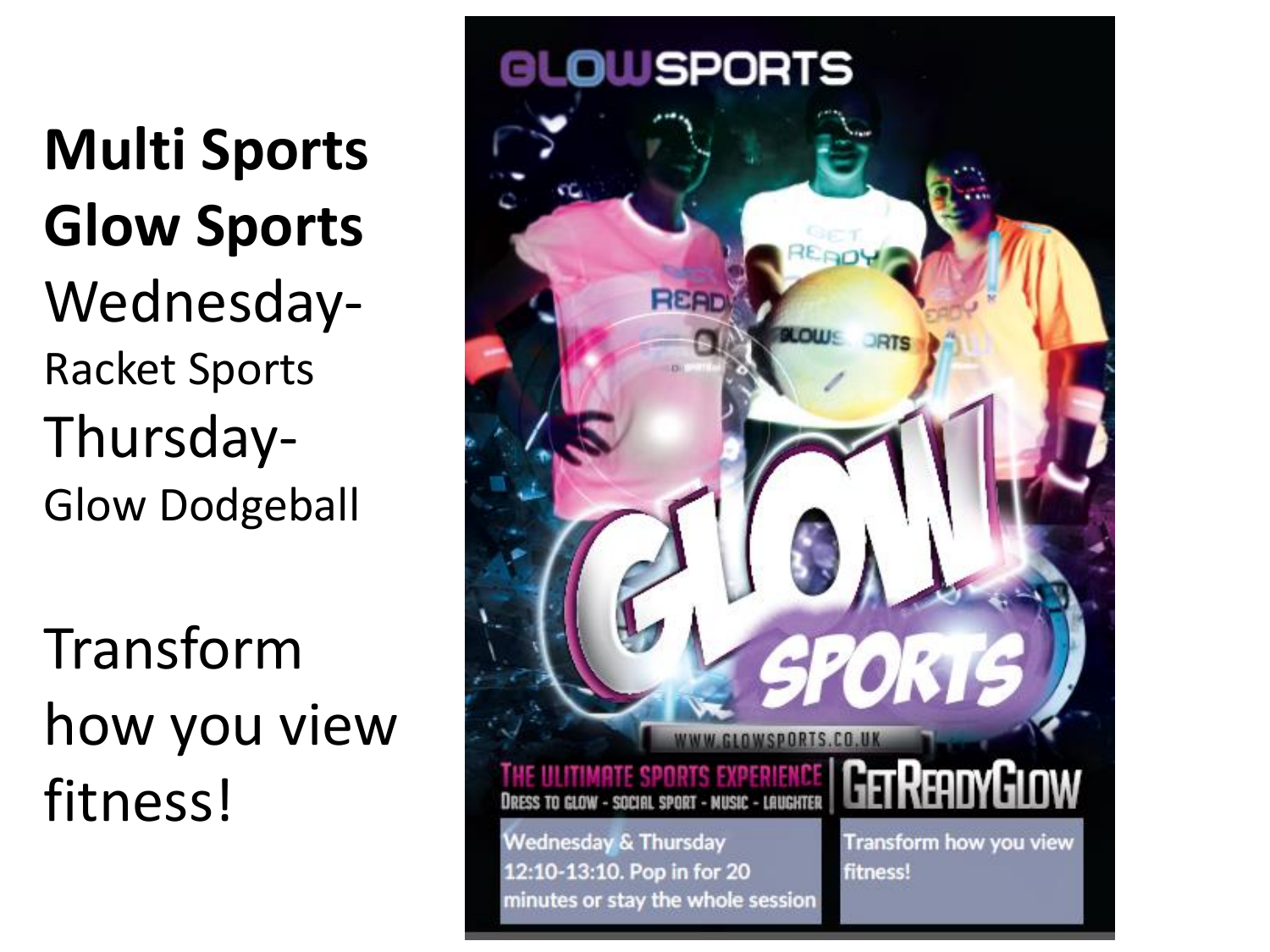**Multi Sports**

**Glow Sports**

Wednesday- Racket Sports

Thursday- Glow Dodgeball

Transform how you view fitness!

GLOWSPORTS

GLOW SPORTS

WWW.GLOWSPORTS.CO.UK

THE ULTIMATE SPORTS EXPERIENCE

DRESS TO GLOW - SOCIAL SPORT - MUSIC - LAUGHTER

GETREADYGLOW

Wednesday & Thursday 12:10-13:10. Pop in for 20 minutes or stay the whole session

Transform how you view fitness!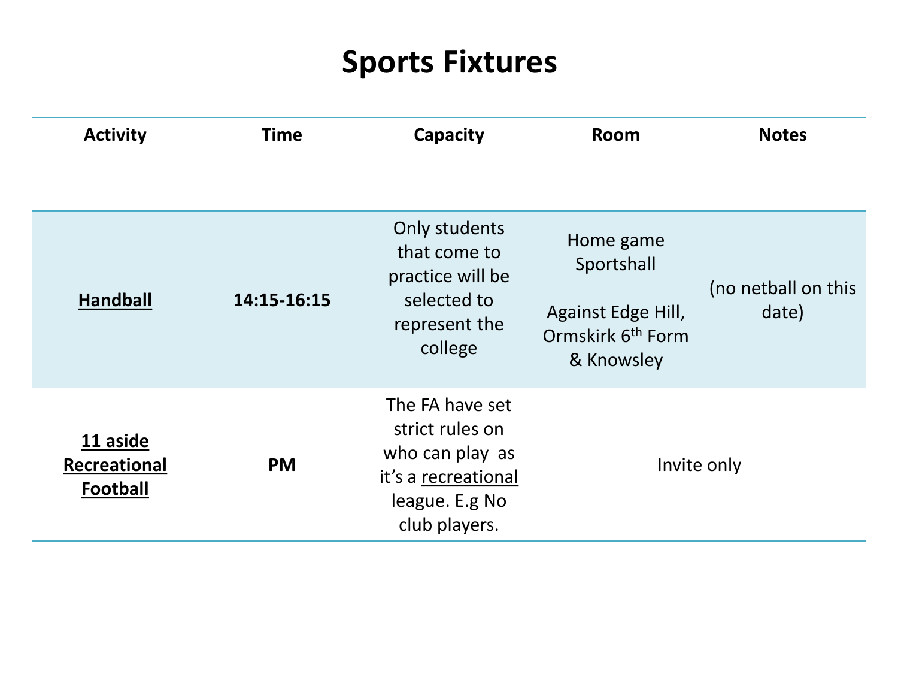# Sports Fixtures

| Activity | Time | Capacity | Room | Notes |
|---|---|---|---|---|
| **Handball** | **14:15-16:15** | Only students that come to practice will be selected to represent the college | Home game Sportshall<br><br>Against Edge Hill, Ormskirk 6th Form & Knowsley | (no netball on this date) |
| **11 aside Recreational Football** | **PM** | The FA have set strict rules on who can play as it's a recreational league. E.g No club players. | Invite only | |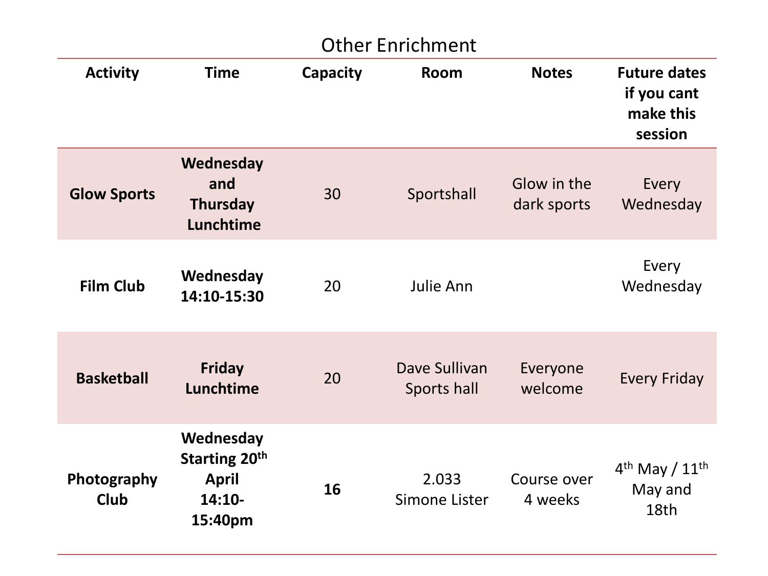# Other Enrichment

| Activity | Time | Capacity | Room | Notes | Future dates if you cant make this session |
|---|---|---|---|---|---|
| **Glow Sports** | **Wednesday and Thursday Lunchtime** | 30 | Sportshall | Glow in the dark sports | Every Wednesday |
| **Film Club** | **Wednesday 14:10-15:30** | 20 | Julie Ann | | Every Wednesday |
| **Basketball** | **Friday Lunchtime** | 20 | Dave Sullivan Sports hall | Everyone welcome | Every Friday |
| **Photography Club** | **Wednesday Starting 20th April 14:10-15:40pm** | **16** | 2.033 Simone Lister | Course over 4 weeks | 4th May / 11th May and 18th |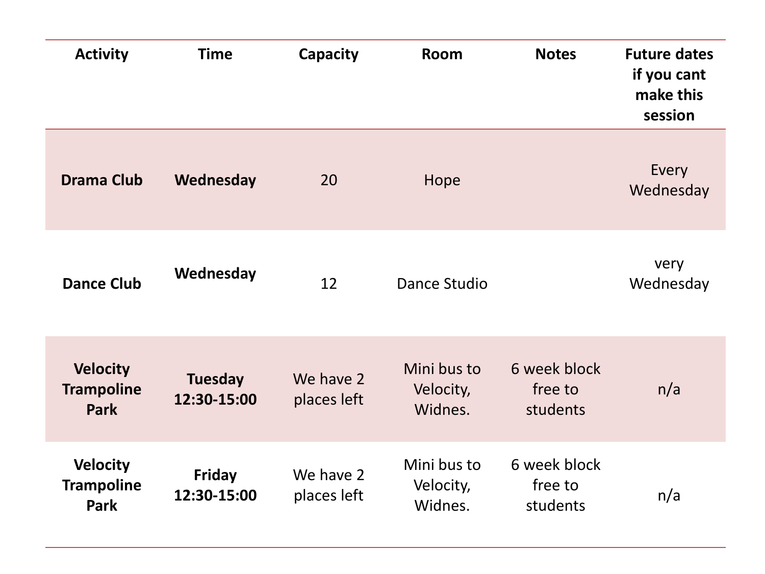| Activity | Time | Capacity | Room | Notes | Future dates if you cant make this session |
|---|---|---|---|---|---|
| **Drama Club** | **Wednesday** | 20 | Hope | | Every Wednesday |
| **Dance Club** | **Wednesday** | 12 | Dance Studio | | very Wednesday |
| **Velocity Trampoline Park** | **Tuesday 12:30-15:00** | We have 2 places left | Mini bus to Velocity, Widnes. | 6 week block free to students | n/a |
| **Velocity Trampoline Park** | **Friday 12:30-15:00** | We have 2 places left | Mini bus to Velocity, Widnes. | 6 week block free to students | n/a |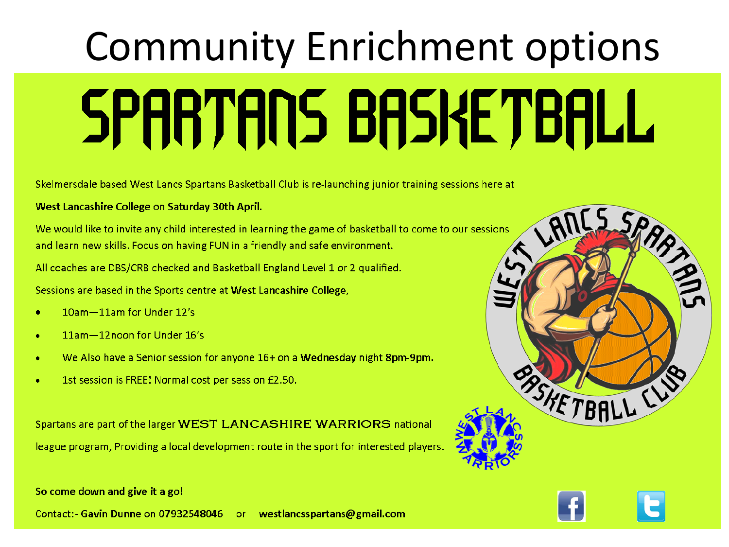# Community Enrichment options

## SPARTANS BASKETBALL

Skelmersdale based West Lancs Spartans Basketball Club is re-launching junior training sessions here at **West Lancashire College** on **Saturday 30th April.**

We would like to invite any child interested in learning the game of basketball to come to our sessions and learn new skills. Focus on having FUN in a friendly and safe environment.

All coaches are DBS/CRB checked and Basketball England Level 1 or 2 qualified.

Sessions are based in the Sports centre at **West Lancashire College**,

- 10am—11am for Under 12's
- 11am—12noon for Under 16's
- We Also have a Senior session for anyone 16+ on a **Wednesday** night **8pm-9pm.**
- 1st session is FREE! Normal cost per session £2.50.

Spartans are part of the larger WEST LANCASHIRE WARRIORS national league program, Providing a local development route in the sport for interested players.

**So come down and give it a go!**

**Contact:- Gavin Dunne on 07932548046 or westlancsspartans@gmail.com**